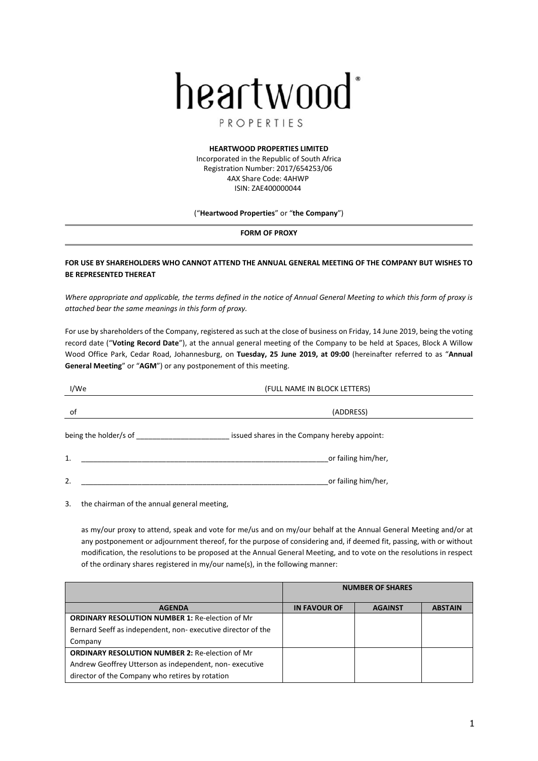# heartwood

PROPERTIES

**HEARTWOOD PROPERTIES LIMITED**
Incorporated in the Republic of South Africa
Registration Number: 2017/654253/06
4AX Share Code: 4AHWP
ISIN: ZAE400000044

("**Heartwood Properties**" or "**the Company**")

**FORM OF PROXY**

**FOR USE BY SHAREHOLDERS WHO CANNOT ATTEND THE ANNUAL GENERAL MEETING OF THE COMPANY BUT WISHES TO BE REPRESENTED THEREAT**

*Where appropriate and applicable, the terms defined in the notice of Annual General Meeting to which this form of proxy is attached bear the same meanings in this form of proxy.*

For use by shareholders of the Company, registered as such at the close of business on Friday, 14 June 2019, being the voting record date ("**Voting Record Date**"), at the annual general meeting of the Company to be held at Spaces, Block A Willow Wood Office Park, Cedar Road, Johannesburg, on **Tuesday, 25 June 2019, at 09:00** (hereinafter referred to as "**Annual General Meeting**" or "**AGM**") or any postponement of this meeting.

I/We (FULL NAME IN BLOCK LETTERS)

of (ADDRESS)

being the holder/s of ______________________ issued shares in the Company hereby appoint:

1. ______________________________________________________________or failing him/her,

2. ______________________________________________________________or failing him/her,

3. the chairman of the annual general meeting,

as my/our proxy to attend, speak and vote for me/us and on my/our behalf at the Annual General Meeting and/or at any postponement or adjournment thereof, for the purpose of considering and, if deemed fit, passing, with or without modification, the resolutions to be proposed at the Annual General Meeting, and to vote on the resolutions in respect of the ordinary shares registered in my/our name(s), in the following manner:

| | NUMBER OF SHARES | | |
|---|---|---|---|
| **AGENDA** | **IN FAVOUR OF** | **AGAINST** | **ABSTAIN** |
| **ORDINARY RESOLUTION NUMBER 1:** Re-election of Mr Bernard Seeff as independent, non- executive director of the Company | | | |
| **ORDINARY RESOLUTION NUMBER 2:** Re-election of Mr Andrew Geoffrey Utterson as independent, non- executive director of the Company who retires by rotation | | | |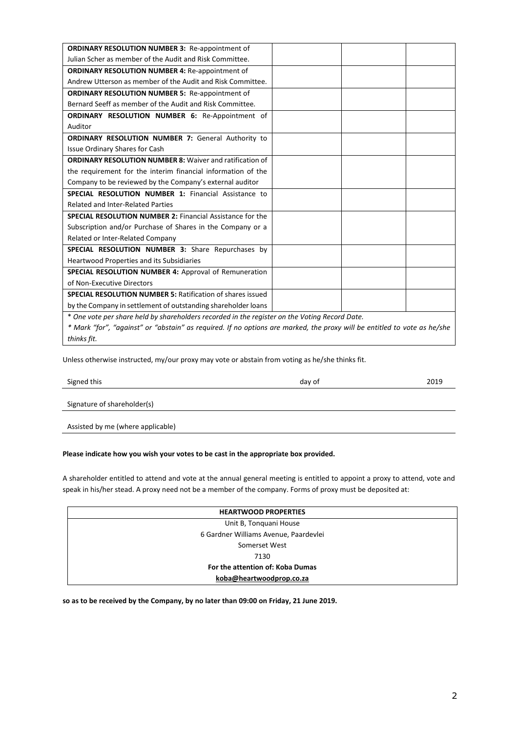| | | | |
|---|---|---|---|
| **ORDINARY RESOLUTION NUMBER 3:** Re-appointment of Julian Scher as member of the Audit and Risk Committee. | | | |
| **ORDINARY RESOLUTION NUMBER 4:** Re-appointment of Andrew Utterson as member of the Audit and Risk Committee. | | | |
| **ORDINARY RESOLUTION NUMBER 5:** Re-appointment of Bernard Seeff as member of the Audit and Risk Committee. | | | |
| **ORDINARY RESOLUTION NUMBER 6:** Re-Appointment of Auditor | | | |
| **ORDINARY RESOLUTION NUMBER 7:** General Authority to Issue Ordinary Shares for Cash | | | |
| **ORDINARY RESOLUTION NUMBER 8:** Waiver and ratification of the requirement for the interim financial information of the Company to be reviewed by the Company's external auditor | | | |
| **SPECIAL RESOLUTION NUMBER 1:** Financial Assistance to Related and Inter-Related Parties | | | |
| **SPECIAL RESOLUTION NUMBER 2:** Financial Assistance for the Subscription and/or Purchase of Shares in the Company or a Related or Inter-Related Company | | | |
| **SPECIAL RESOLUTION NUMBER 3:** Share Repurchases by Heartwood Properties and its Subsidiaries | | | |
| **SPECIAL RESOLUTION NUMBER 4:** Approval of Remuneration of Non-Executive Directors | | | |
| **SPECIAL RESOLUTION NUMBER 5:** Ratification of shares issued by the Company in settlement of outstanding shareholder loans | | | |

*\* One vote per share held by shareholders recorded in the register on the Voting Record Date.*

*\* Mark "for", "against" or "abstain" as required. If no options are marked, the proxy will be entitled to vote as he/she thinks fit.*

Unless otherwise instructed, my/our proxy may vote or abstain from voting as he/she thinks fit.

Signed this ______________________ day of ______________________ 2019

Signature of shareholder(s) ______________________

Assisted by me (where applicable) ______________________

**Please indicate how you wish your votes to be cast in the appropriate box provided.**

A shareholder entitled to attend and vote at the annual general meeting is entitled to appoint a proxy to attend, vote and speak in his/her stead. A proxy need not be a member of the company. Forms of proxy must be deposited at:

| **HEARTWOOD PROPERTIES** |
|---|
| Unit B, Tonquani House |
| 6 Gardner Williams Avenue, Paardevlei |
| Somerset West |
| 7130 |
| **For the attention of: Koba Dumas** |
| **koba@heartwoodprop.co.za** |

**so as to be received by the Company, by no later than 09:00 on Friday, 21 June 2019.**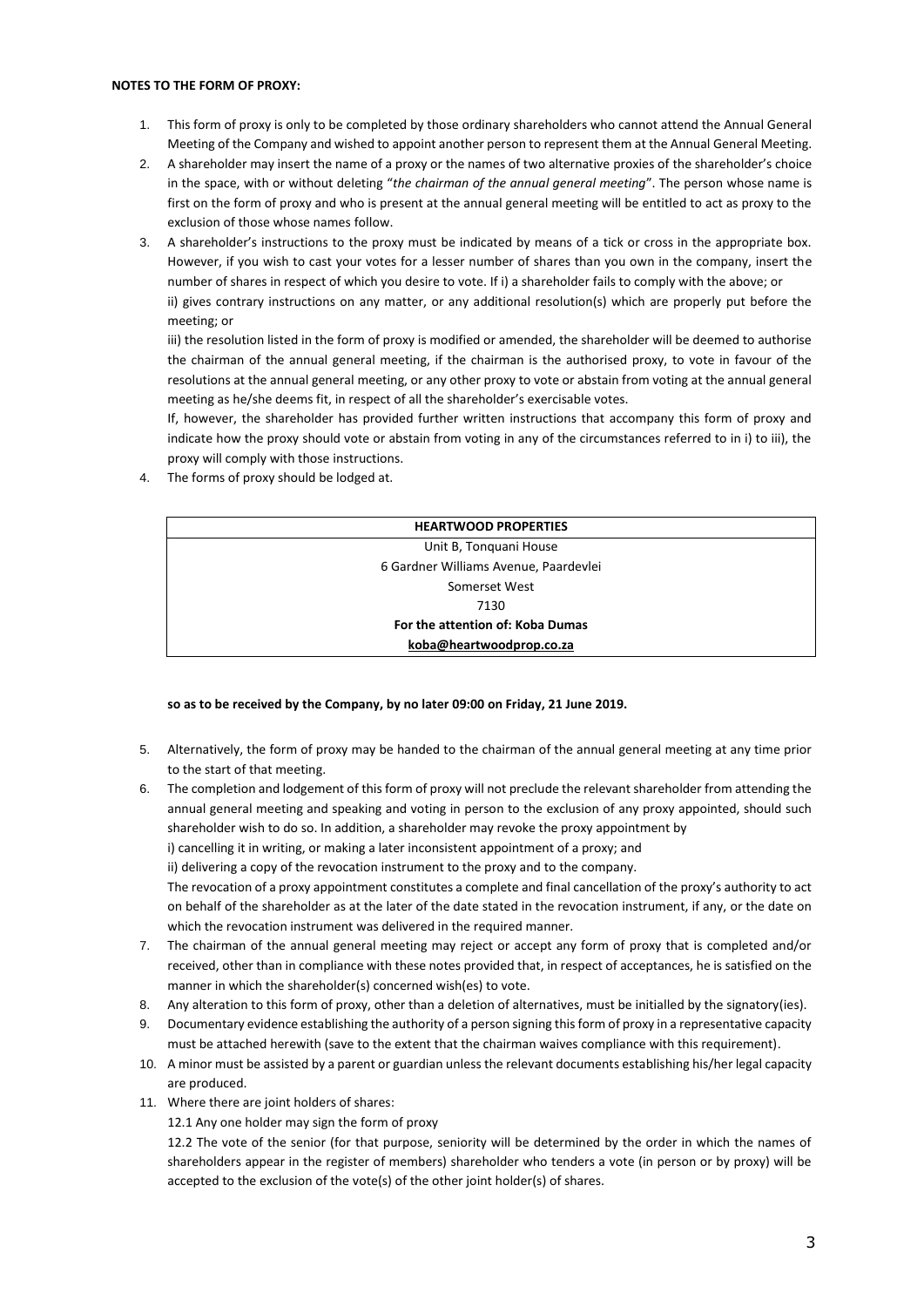**NOTES TO THE FORM OF PROXY:**

1. This form of proxy is only to be completed by those ordinary shareholders who cannot attend the Annual General Meeting of the Company and wished to appoint another person to represent them at the Annual General Meeting.
2. A shareholder may insert the name of a proxy or the names of two alternative proxies of the shareholder's choice in the space, with or without deleting "*the chairman of the annual general meeting*". The person whose name is first on the form of proxy and who is present at the annual general meeting will be entitled to act as proxy to the exclusion of those whose names follow.
3. A shareholder's instructions to the proxy must be indicated by means of a tick or cross in the appropriate box. However, if you wish to cast your votes for a lesser number of shares than you own in the company, insert the number of shares in respect of which you desire to vote. If i) a shareholder fails to comply with the above; or

   ii) gives contrary instructions on any matter, or any additional resolution(s) which are properly put before the meeting; or

   iii) the resolution listed in the form of proxy is modified or amended, the shareholder will be deemed to authorise the chairman of the annual general meeting, if the chairman is the authorised proxy, to vote in favour of the resolutions at the annual general meeting, or any other proxy to vote or abstain from voting at the annual general meeting as he/she deems fit, in respect of all the shareholder's exercisable votes.

   If, however, the shareholder has provided further written instructions that accompany this form of proxy and indicate how the proxy should vote or abstain from voting in any of the circumstances referred to in i) to iii), the proxy will comply with those instructions.
4. The forms of proxy should be lodged at.

| **HEARTWOOD PROPERTIES** |
|---|
| Unit B, Tonquani House |
| 6 Gardner Williams Avenue, Paardevlei |
| Somerset West |
| 7130 |
| **For the attention of: Koba Dumas** |
| **koba@heartwoodprop.co.za** |

**so as to be received by the Company, by no later 09:00 on Friday, 21 June 2019.**

5. Alternatively, the form of proxy may be handed to the chairman of the annual general meeting at any time prior to the start of that meeting.
6. The completion and lodgement of this form of proxy will not preclude the relevant shareholder from attending the annual general meeting and speaking and voting in person to the exclusion of any proxy appointed, should such shareholder wish to do so. In addition, a shareholder may revoke the proxy appointment by

   i) cancelling it in writing, or making a later inconsistent appointment of a proxy; and

   ii) delivering a copy of the revocation instrument to the proxy and to the company.

   The revocation of a proxy appointment constitutes a complete and final cancellation of the proxy's authority to act on behalf of the shareholder as at the later of the date stated in the revocation instrument, if any, or the date on which the revocation instrument was delivered in the required manner.
7. The chairman of the annual general meeting may reject or accept any form of proxy that is completed and/or received, other than in compliance with these notes provided that, in respect of acceptances, he is satisfied on the manner in which the shareholder(s) concerned wish(es) to vote.
8. Any alteration to this form of proxy, other than a deletion of alternatives, must be initialled by the signatory(ies).
9. Documentary evidence establishing the authority of a person signing this form of proxy in a representative capacity must be attached herewith (save to the extent that the chairman waives compliance with this requirement).
10. A minor must be assisted by a parent or guardian unless the relevant documents establishing his/her legal capacity are produced.
11. Where there are joint holders of shares:

    12.1 Any one holder may sign the form of proxy

    12.2 The vote of the senior (for that purpose, seniority will be determined by the order in which the names of shareholders appear in the register of members) shareholder who tenders a vote (in person or by proxy) will be accepted to the exclusion of the vote(s) of the other joint holder(s) of shares.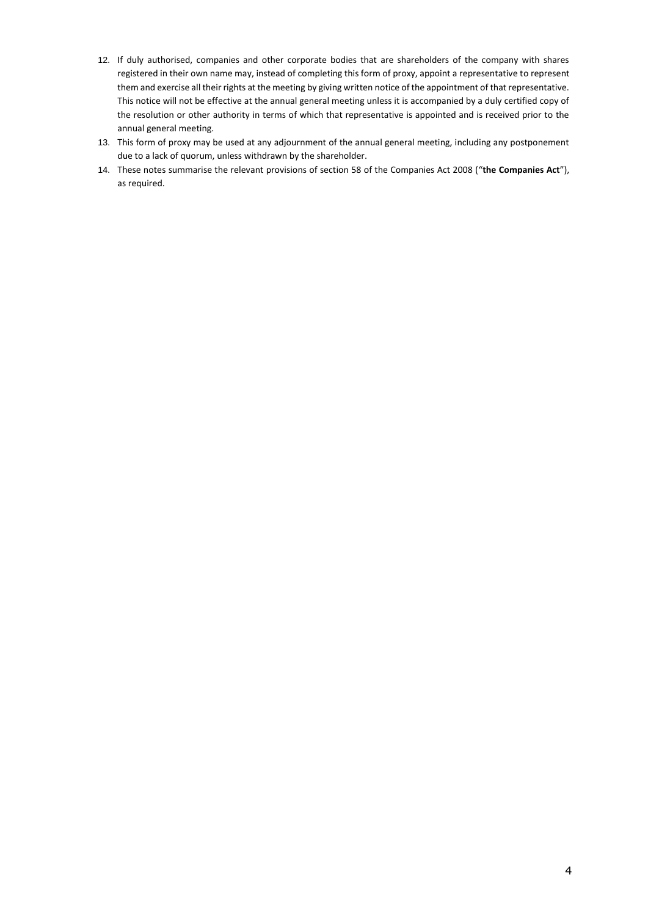12. If duly authorised, companies and other corporate bodies that are shareholders of the company with shares registered in their own name may, instead of completing this form of proxy, appoint a representative to represent them and exercise all their rights at the meeting by giving written notice of the appointment of that representative. This notice will not be effective at the annual general meeting unless it is accompanied by a duly certified copy of the resolution or other authority in terms of which that representative is appointed and is received prior to the annual general meeting.
13. This form of proxy may be used at any adjournment of the annual general meeting, including any postponement due to a lack of quorum, unless withdrawn by the shareholder.
14. These notes summarise the relevant provisions of section 58 of the Companies Act 2008 ("**the Companies Act**"), as required.